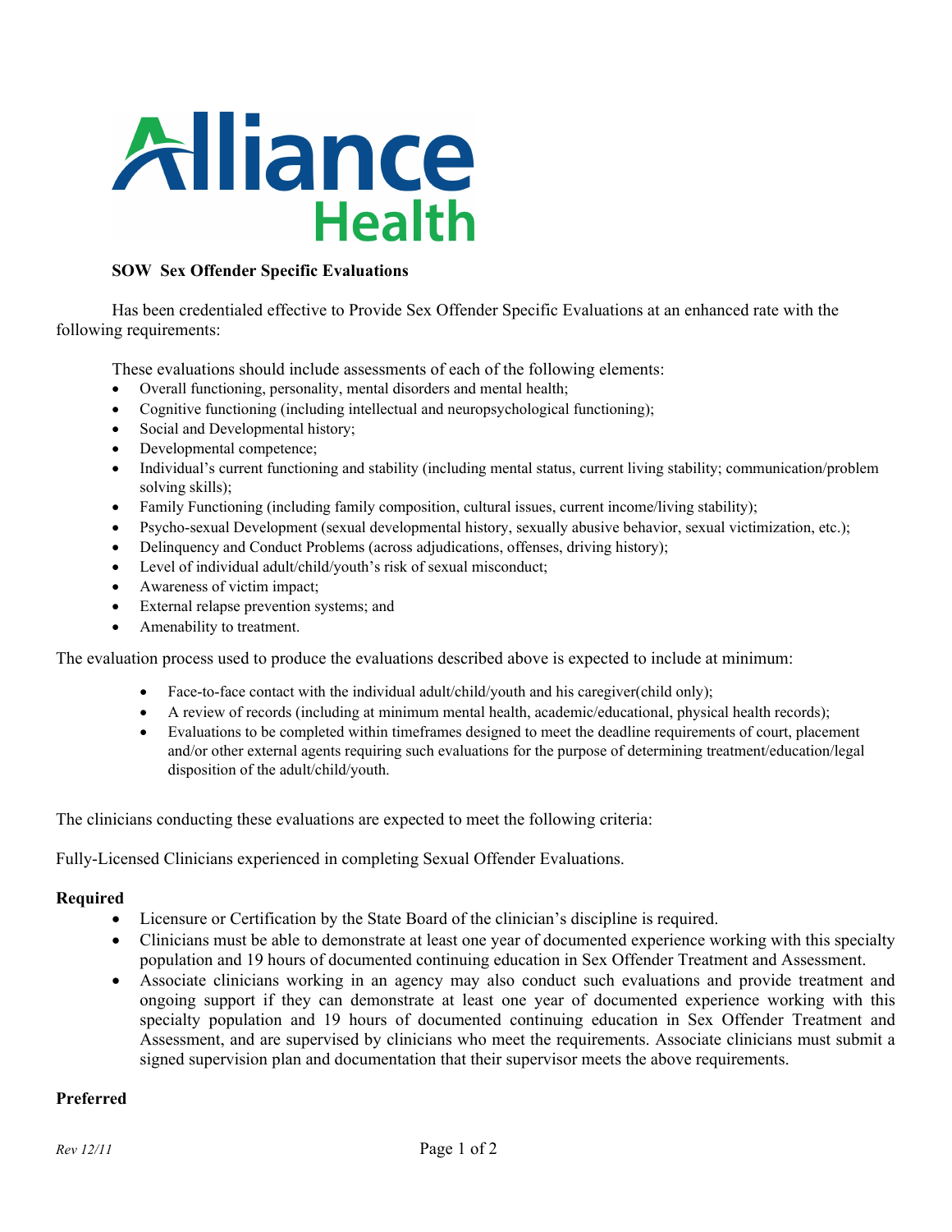# Alliance Health

**SOW Sex Offender Specific Evaluations**

Has been credentialed effective to Provide Sex Offender Specific Evaluations at an enhanced rate with the following requirements:

These evaluations should include assessments of each of the following elements:

- Overall functioning, personality, mental disorders and mental health;
- Cognitive functioning (including intellectual and neuropsychological functioning);
- Social and Developmental history;
- Developmental competence;
- Individual's current functioning and stability (including mental status, current living stability; communication/problem solving skills);
- Family Functioning (including family composition, cultural issues, current income/living stability);
- Psycho-sexual Development (sexual developmental history, sexually abusive behavior, sexual victimization, etc.);
- Delinquency and Conduct Problems (across adjudications, offenses, driving history);
- Level of individual adult/child/youth's risk of sexual misconduct;
- Awareness of victim impact;
- External relapse prevention systems; and
- Amenability to treatment.

The evaluation process used to produce the evaluations described above is expected to include at minimum:

- Face-to-face contact with the individual adult/child/youth and his caregiver(child only);
- A review of records (including at minimum mental health, academic/educational, physical health records);
- Evaluations to be completed within timeframes designed to meet the deadline requirements of court, placement and/or other external agents requiring such evaluations for the purpose of determining treatment/education/legal disposition of the adult/child/youth.

The clinicians conducting these evaluations are expected to meet the following criteria:

Fully-Licensed Clinicians experienced in completing Sexual Offender Evaluations.

**Required**

- Licensure or Certification by the State Board of the clinician's discipline is required.
- Clinicians must be able to demonstrate at least one year of documented experience working with this specialty population and 19 hours of documented continuing education in Sex Offender Treatment and Assessment.
- Associate clinicians working in an agency may also conduct such evaluations and provide treatment and ongoing support if they can demonstrate at least one year of documented experience working with this specialty population and 19 hours of documented continuing education in Sex Offender Treatment and Assessment, and are supervised by clinicians who meet the requirements. Associate clinicians must submit a signed supervision plan and documentation that their supervisor meets the above requirements.

**Preferred**

*Rev 12/11*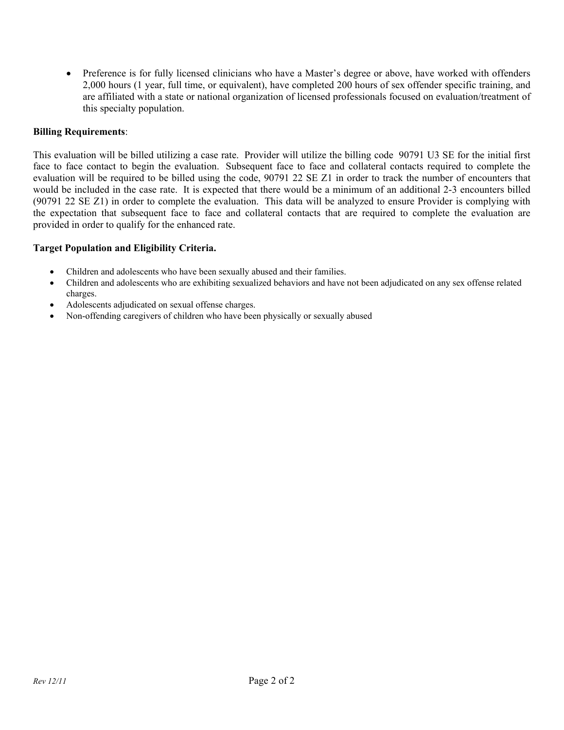- Preference is for fully licensed clinicians who have a Master's degree or above, have worked with offenders 2,000 hours (1 year, full time, or equivalent), have completed 200 hours of sex offender specific training, and are affiliated with a state or national organization of licensed professionals focused on evaluation/treatment of this specialty population.

**Billing Requirements**:

This evaluation will be billed utilizing a case rate. Provider will utilize the billing code 90791 U3 SE for the initial first face to face contact to begin the evaluation. Subsequent face to face and collateral contacts required to complete the evaluation will be required to be billed using the code, 90791 22 SE Z1 in order to track the number of encounters that would be included in the case rate. It is expected that there would be a minimum of an additional 2-3 encounters billed (90791 22 SE Z1) in order to complete the evaluation. This data will be analyzed to ensure Provider is complying with the expectation that subsequent face to face and collateral contacts that are required to complete the evaluation are provided in order to qualify for the enhanced rate.

**Target Population and Eligibility Criteria.**

- Children and adolescents who have been sexually abused and their families.
- Children and adolescents who are exhibiting sexualized behaviors and have not been adjudicated on any sex offense related charges.
- Adolescents adjudicated on sexual offense charges.
- Non-offending caregivers of children who have been physically or sexually abused

*Rev 12/11*